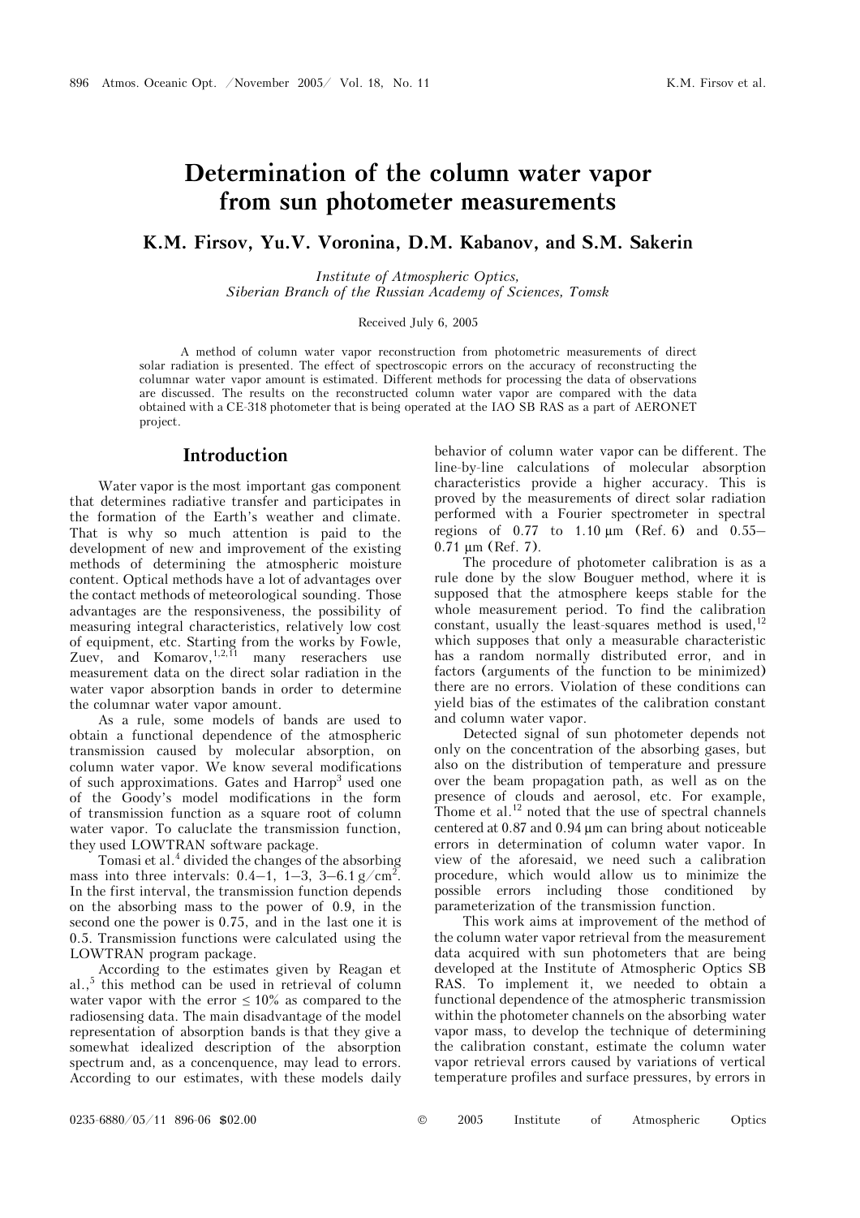# Determination of the column water vapor from sun photometer measurements

## K.M. Firsov, Yu.V. Voronina, D.M. Kabanov, and S.M. Sakerin

*Institute of Atmospheric Optics, Siberian Branch of the Russian Academy of Sciences, Tomsk*

Received July 6, 2005

A method of column water vapor reconstruction from photometric measurements of direct solar radiation is presented. The effect of spectroscopic errors on the accuracy of reconstructing the columnar water vapor amount is estimated. Different methods for processing the data of observations are discussed. The results on the reconstructed column water vapor are compared with the data obtained with a CE-318 photometer that is being operated at the IAO SB RAS as a part of AERONET project.

## Introduction

Water vapor is the most important gas component that determines radiative transfer and participates in the formation of the Earth's weather and climate. That is why so much attention is paid to the development of new and improvement of the existing methods of determining the atmospheric moisture content. Optical methods have a lot of advantages over the contact methods of meteorological sounding. Those advantages are the responsiveness, the possibility of measuring integral characteristics, relatively low cost of equipment, etc. Starting from the works by Fowle, Zuev, and Komarov,[1,2,11] many reserachers use measurement data on the direct solar radiation in the water vapor absorption bands in order to determine the columnar water vapor amount.

As a rule, some models of bands are used to obtain a functional dependence of the atmospheric transmission caused by molecular absorption, on column water vapor. We know several modifications of such approximations. Gates and Harrop[3] used one of the Goody's model modifications in the form of transmission function as a square root of column water vapor. To caluclate the transmission function, they used LOWTRAN software package.

Tomasi et al.[4] divided the changes of the absorbing mass into three intervals: 0.4–1, 1–3, 3–6.1 g/cm$^2$. In the first interval, the transmission function depends on the absorbing mass to the power of 0.9, in the second one the power is 0.75, and in the last one it is 0.5. Transmission functions were calculated using the LOWTRAN program package.

According to the estimates given by Reagan et al.,[5] this method can be used in retrieval of column water vapor with the error $\leq 10\%$ as compared to the radiosensing data. The main disadvantage of the model representation of absorption bands is that they give a somewhat idealized description of the absorption spectrum and, as a concenquence, may lead to errors. According to our estimates, with these models daily behavior of column water vapor can be different. The line-by-line calculations of molecular absorption characteristics provide a higher accuracy. This is proved by the measurements of direct solar radiation performed with a Fourier spectrometer in spectral regions of 0.77 to 1.10 μm (Ref. 6) and 0.55–0.71 μm (Ref. 7).

The procedure of photometer calibration is as a rule done by the slow Bouguer method, where it is supposed that the atmosphere keeps stable for the whole measurement period. To find the calibration constant, usually the least-squares method is used,[12] which supposes that only a measurable characteristic has a random normally distributed error, and in factors (arguments of the function to be minimized) there are no errors. Violation of these conditions can yield bias of the estimates of the calibration constant and column water vapor.

Detected signal of sun photometer depends not only on the concentration of the absorbing gases, but also on the distribution of temperature and pressure over the beam propagation path, as well as on the presence of clouds and aerosol, etc. For example, Thome et al.[12] noted that the use of spectral channels centered at 0.87 and 0.94 μm can bring about noticeable errors in determination of column water vapor. In view of the aforesaid, we need such a calibration procedure, which would allow us to minimize the possible errors including those conditioned by parameterization of the transmission function.

This work aims at improvement of the method of the column water vapor retrieval from the measurement data acquired with sun photometers that are being developed at the Institute of Atmospheric Optics SB RAS. To implement it, we needed to obtain a functional dependence of the atmospheric transmission within the photometer channels on the absorbing water vapor mass, to develop the technique of determining the calibration constant, estimate the column water vapor retrieval errors caused by variations of vertical temperature profiles and surface pressures, by errors in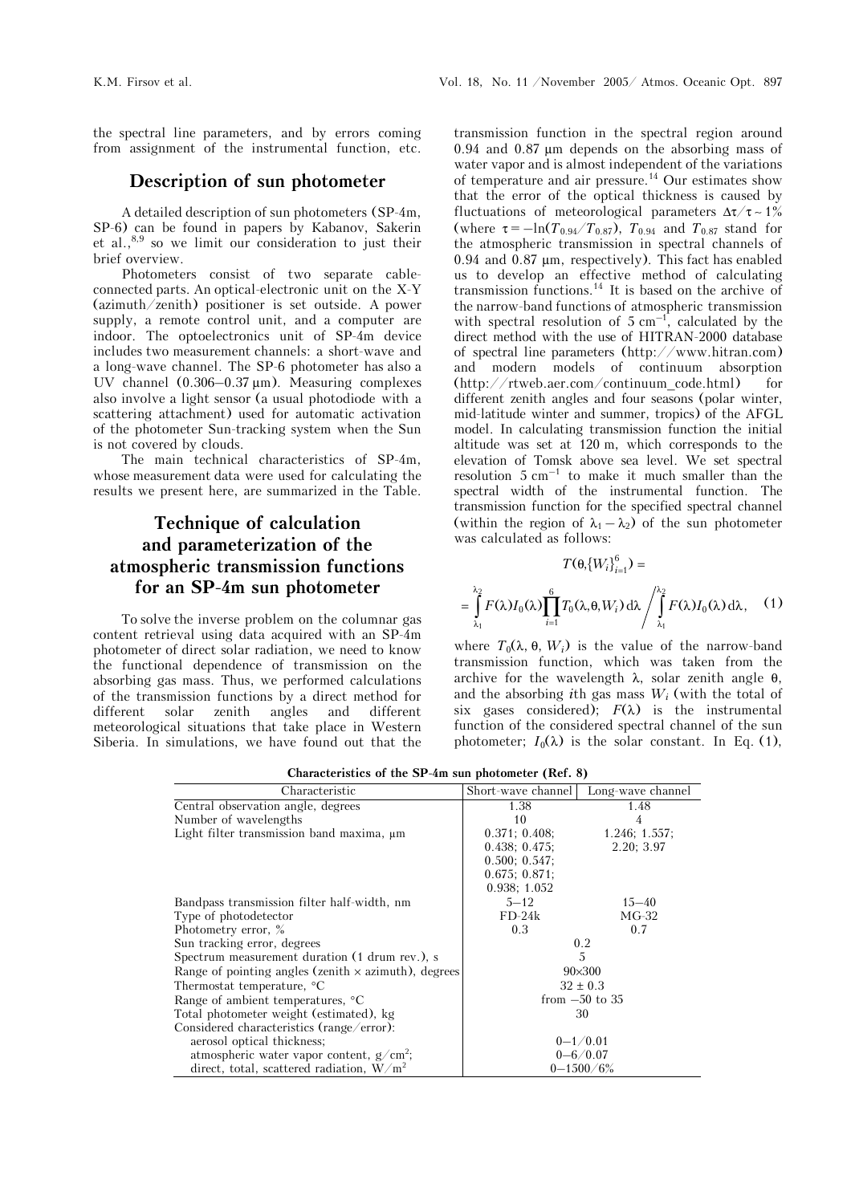the spectral line parameters, and by errors coming from assignment of the instrumental function, etc.

## Description of sun photometer

A detailed description of sun photometers (SP-4m, SP-6) can be found in papers by Kabanov, Sakerin et al.,[8,9] so we limit our consideration to just their brief overview.

Photometers consist of two separate cable-connected parts. An optical-electronic unit on the X-Y (azimuth/zenith) positioner is set outside. A power supply, a remote control unit, and a computer are indoor. The optoelectronics unit of SP-4m device includes two measurement channels: a short-wave and a long-wave channel. The SP-6 photometer has also a UV channel (0.306–0.37 μm). Measuring complexes also involve a light sensor (a usual photodiode with a scattering attachment) used for automatic activation of the photometer Sun-tracking system when the Sun is not covered by clouds.

The main technical characteristics of SP-4m, whose measurement data were used for calculating the results we present here, are summarized in the Table.

## Technique of calculation and parameterization of the atmospheric transmission functions for an SP-4m sun photometer

To solve the inverse problem on the columnar gas content retrieval using data acquired with an SP-4m photometer of direct solar radiation, we need to know the functional dependence of transmission on the absorbing gas mass. Thus, we performed calculations of the transmission functions by a direct method for different solar zenith angles and different meteorological situations that take place in Western Siberia. In simulations, we have found out that the transmission function in the spectral region around 0.94 and 0.87 μm depends on the absorbing mass of water vapor and is almost independent of the variations of temperature and air pressure.[14] Our estimates show that the error of the optical thickness is caused by fluctuations of meteorological parameters $\Delta\tau/\tau \sim 1\%$ (where $\tau = -\ln(T_{0.94}/T_{0.87})$, $T_{0.94}$ and $T_{0.87}$ stand for the atmospheric transmission in spectral channels of 0.94 and 0.87 μm, respectively). This fact has enabled us to develop an effective method of calculating transmission functions.[14] It is based on the archive of the narrow-band functions of atmospheric transmission with spectral resolution of 5 $\text{cm}^{-1}$, calculated by the direct method with the use of HITRAN-2000 database of spectral line parameters (http://www.hitran.com) and modern models of continuum absorption (http://rtweb.aer.com/continuum_code.html) for different zenith angles and four seasons (polar winter, mid-latitude winter and summer, tropics) of the AFGL model. In calculating transmission function the initial altitude was set at 120 m, which corresponds to the elevation of Tomsk above sea level. We set spectral resolution 5 $\text{cm}^{-1}$ to make it much smaller than the spectral width of the instrumental function. The transmission function for the specified spectral channel (within the region of $\lambda_1 - \lambda_2$) of the sun photometer was calculated as follows:

$$T(\theta,\{W_i\}_{i=1}^{6}) = \int_{\lambda_1}^{\lambda_2} F(\lambda)I_0(\lambda)\prod_{i=1}^{6}T_0(\lambda,\theta,W_i)\,d\lambda \Bigg/ \int_{\lambda_1}^{\lambda_2} F(\lambda)I_0(\lambda)\,d\lambda, \quad (1)$$

where $T_0(\lambda, \theta, W_i)$ is the value of the narrow-band transmission function, which was taken from the archive for the wavelength $\lambda$, solar zenith angle $\theta$, and the absorbing $i$th gas mass $W_i$ (with the total of six gases considered); $F(\lambda)$ is the instrumental function of the considered spectral channel of the sun photometer; $I_0(\lambda)$ is the solar constant. In Eq. (1),

**Characteristics of the SP-4m sun photometer (Ref. 8)**

| Characteristic | Short-wave channel | Long-wave channel |
|---|---|---|
| Central observation angle, degrees | 1.38 | 1.48 |
| Number of wavelengths | 10 | 4 |
| Light filter transmission band maxima, μm | 0.371; 0.408; 0.438; 0.475; 0.500; 0.547; 0.675; 0.871; 0.938; 1.052 | 1.246; 1.557; 2.20; 3.97 |
| Bandpass transmission filter half-width, nm | 5–12 | 15–40 |
| Type of photodetector | FD-24k | MG-32 |
| Photometry error, % | 0.3 | 0.7 |
| Sun tracking error, degrees | 0.2 | |
| Spectrum measurement duration (1 drum rev.), s | 5 | |
| Range of pointing angles (zenith × azimuth), degrees | 90×300 | |
| Thermostat temperature, °C | 32 ± 0.3 | |
| Range of ambient temperatures, °C | from –50 to 35 | |
| Total photometer weight (estimated), kg | 30 | |
| Considered characteristics (range/error): | | |
| aerosol optical thickness; | 0–1/0.01 | |
| atmospheric water vapor content, g/cm$^2$; | 0–6/0.07 | |
| direct, total, scattered radiation, W/m$^2$ | 0–1500/6% | |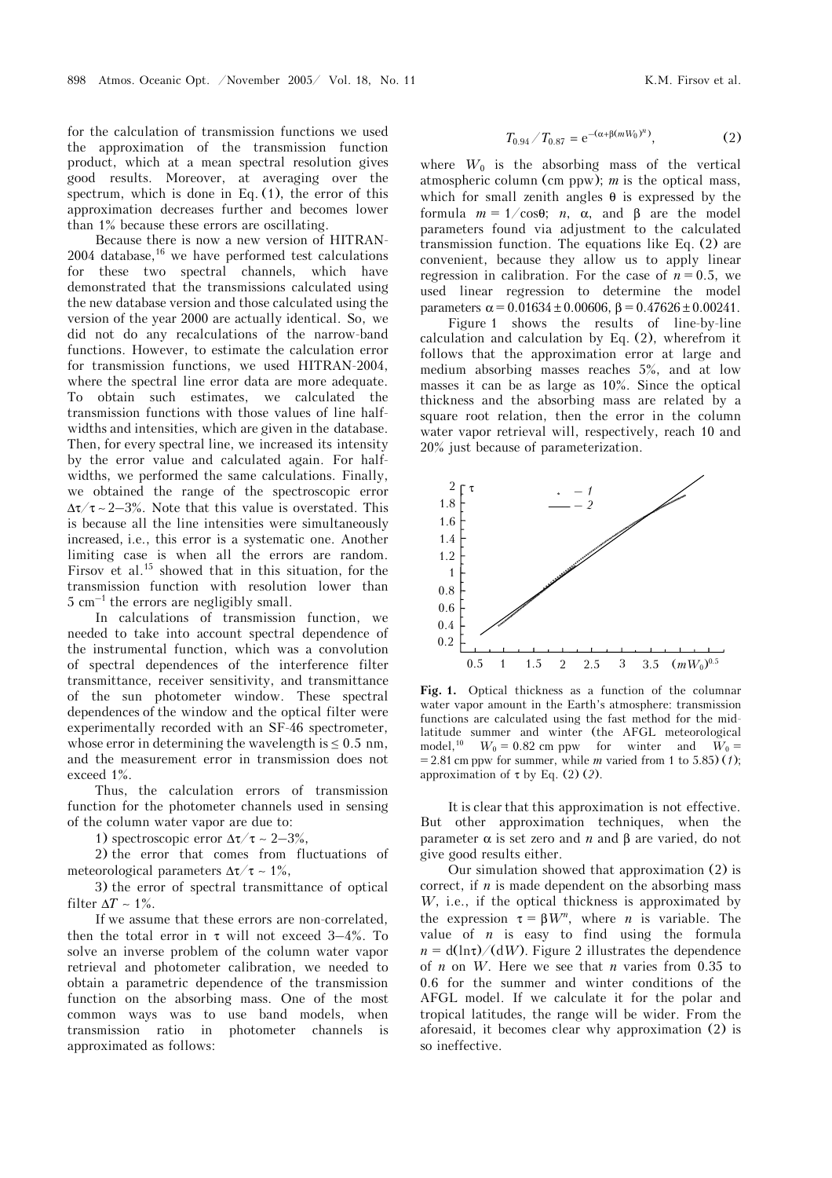for the calculation of transmission functions we used the approximation of the transmission function product, which at a mean spectral resolution gives good results. Moreover, at averaging over the spectrum, which is done in Eq. (1), the error of this approximation decreases further and becomes lower than 1% because these errors are oscillating.

Because there is now a new version of HITRAN-2004 database,[16] we have performed test calculations for these two spectral channels, which have demonstrated that the transmissions calculated using the new database version and those calculated using the version of the year 2000 are actually identical. So, we did not do any recalculations of the narrow-band functions. However, to estimate the calculation error for transmission functions, we used HITRAN-2004, where the spectral line error data are more adequate. To obtain such estimates, we calculated the transmission functions with those values of line half-widths and intensities, which are given in the database. Then, for every spectral line, we increased its intensity by the error value and calculated again. For half-widths, we performed the same calculations. Finally, we obtained the range of the spectroscopic error $\Delta\tau/\tau \sim 2$–3%. Note that this value is overstated. This is because all the line intensities were simultaneously increased, i.e., this error is a systematic one. Another limiting case is when all the errors are random. Firsov et al.[15] showed that in this situation, for the transmission function with resolution lower than 5 cm$^{-1}$ the errors are negligibly small.

In calculations of transmission function, we needed to take into account spectral dependence of the instrumental function, which was a convolution of spectral dependences of the interference filter transmittance, receiver sensitivity, and transmittance of the sun photometer window. These spectral dependences of the window and the optical filter were experimentally recorded with an SF-46 spectrometer, whose error in determining the wavelength is $\leq 0.5$ nm, and the measurement error in transmission does not exceed 1%.

Thus, the calculation errors of transmission function for the photometer channels used in sensing of the column water vapor are due to:

1) spectroscopic error $\Delta\tau/\tau \sim 2$–3%,

2) the error that comes from fluctuations of meteorological parameters $\Delta\tau/\tau \sim 1$%,

3) the error of spectral transmittance of optical filter $\Delta T \sim 1$%.

If we assume that these errors are non-correlated, then the total error in $\tau$ will not exceed 3–4%. To solve an inverse problem of the column water vapor retrieval and photometer calibration, we needed to obtain a parametric dependence of the transmission function on the absorbing mass. One of the most common ways was to use band models, when transmission ratio in photometer channels is approximated as follows:

$$T_{0.94}/T_{0.87} = e^{-(\alpha+\beta(mW_0)^n)}, \quad (2)$$

where $W_0$ is the absorbing mass of the vertical atmospheric column (cm ppw); $m$ is the optical mass, which for small zenith angles $\theta$ is expressed by the formula $m = 1/\cos\theta$; $n$, $\alpha$, and $\beta$ are the model parameters found via adjustment to the calculated transmission function. The equations like Eq. (2) are convenient, because they allow us to apply linear regression in calibration. For the case of $n = 0.5$, we used linear regression to determine the model parameters $\alpha = 0.01634 \pm 0.00606$, $\beta = 0.47626 \pm 0.00241$.

Figure 1 shows the results of line-by-line calculation and calculation by Eq. (2), wherefrom it follows that the approximation error at large and medium absorbing masses reaches 5%, and at low masses it can be as large as 10%. Since the optical thickness and the absorbing mass are related by a square root relation, then the error in the column water vapor retrieval will, respectively, reach 10 and 20% just because of parameterization.

**Fig. 1.** Optical thickness as a function of the columnar water vapor amount in the Earth's atmosphere: transmission functions are calculated using the fast method for the mid-latitude summer and winter (the AFGL meteorological model,[10] $W_0 = 0.82$ cm ppw for winter and $W_0 = 2.81$ cm ppw for summer, while $m$ varied from 1 to 5.85) (*1*); approximation of $\tau$ by Eq. (2) (*2*).

It is clear that this approximation is not effective. But other approximation techniques, when the parameter $\alpha$ is set zero and $n$ and $\beta$ are varied, do not give good results either.

Our simulation showed that approximation (2) is correct, if $n$ is made dependent on the absorbing mass $W$, i.e., if the optical thickness is approximated by the expression $\tau = \beta W^n$, where $n$ is variable. The value of $n$ is easy to find using the formula $n = d(\ln\tau)/(dW)$. Figure 2 illustrates the dependence of $n$ on $W$. Here we see that $n$ varies from 0.35 to 0.6 for the summer and winter conditions of the AFGL model. If we calculate it for the polar and tropical latitudes, the range will be wider. From the aforesaid, it becomes clear why approximation (2) is so ineffective.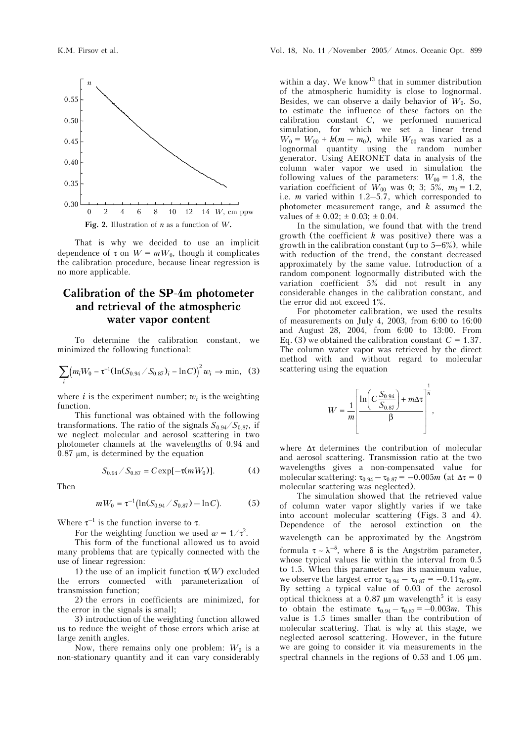Fig. 2. Illustration of $n$ as a function of $W$.

That is why we decided to use an implicit dependence of $\tau$ on $W = mW_0$, though it complicates the calibration procedure, because linear regression is no more applicable.

## Calibration of the SP-4m photometer and retrieval of the atmospheric water vapor content

To determine the calibration constant, we minimized the following functional:

$$\sum_i \left(m_i W_0 - \tau^{-1}(\ln(S_{0.94}/S_{0.87})_i - \ln C)\right)^2 w_i \to \min, \quad (3)$$

where $i$ is the experiment number; $w_i$ is the weighting function.

This functional was obtained with the following transformations. The ratio of the signals $S_{0.94}/S_{0.87}$, if we neglect molecular and aerosol scattering in two photometer channels at the wavelengths of 0.94 and 0.87 μm, is determined by the equation

$$S_{0.94}/S_{0.87} = C\exp[-\tau(mW_0)]. \quad (4)$$

Then

$$mW_0 = \tau^{-1}\left(\ln(S_{0.94}/S_{0.87}) - \ln C\right). \quad (5)$$

Where $\tau^{-1}$ is the function inverse to $\tau$.

For the weighting function we used $w = 1/\tau^2$.

This form of the functional allowed us to avoid many problems that are typically connected with the use of linear regression:

1) the use of an implicit function $\tau(W)$ excluded the errors connected with parameterization of transmission function;

2) the errors in coefficients are minimized, for the error in the signals is small;

3) introduction of the weighting function allowed us to reduce the weight of those errors which arise at large zenith angles.

Now, there remains only one problem: $W_0$ is a non-stationary quantity and it can vary considerably within a day. We know[13] that in summer distribution of the atmospheric humidity is close to lognormal. Besides, we can observe a daily behavior of $W_0$. So, to estimate the influence of these factors on the calibration constant $C$, we performed numerical simulation, for which we set a linear trend $W_0 = W_{00} + k(m - m_0)$, while $W_{00}$ was varied as a lognormal quantity using the random number generator. Using AERONET data in analysis of the column water vapor we used in simulation the following values of the parameters: $W_{00} = 1.8$, the variation coefficient of $W_{00}$ was 0; 3; 5%, $m_0 = 1.2$, i.e. $m$ varied within 1.2–5.7, which corresponded to photometer measurement range, and $k$ assumed the values of ± 0.02; ± 0.03; ± 0.04.

In the simulation, we found that with the trend growth (the coefficient $k$ was positive) there was a growth in the calibration constant (up to 5–6%), while with reduction of the trend, the constant decreased approximately by the same value. Introduction of a random component lognormally distributed with the variation coefficient 5% did not result in any considerable changes in the calibration constant, and the error did not exceed 1%.

For photometer calibration, we used the results of measurements on July 4, 2003, from 6:00 to 16:00 and August 28, 2004, from 6:00 to 13:00. From Eq. (3) we obtained the calibration constant $C = 1.37$. The column water vapor was retrieved by the direct method with and without regard to molecular scattering using the equation

$$W = \frac{1}{m}\left[\frac{\ln\left(C\dfrac{S_{0.94}}{S_{0.87}}\right) + m\Delta\tau}{\beta}\right]^{\frac{1}{n}},$$

where $\Delta\tau$ determines the contribution of molecular and aerosol scattering. Transmission ratio at the two wavelengths gives a non-compensated value for molecular scattering: $\tau_{0.94} - \tau_{0.87} = -0.005m$ (at $\Delta\tau = 0$ molecular scattering was neglected).

The simulation showed that the retrieved value of column water vapor slightly varies if we take into account molecular scattering (Figs. 3 and 4). Dependence of the aerosol extinction on the wavelength can be approximated by the Angström formula $\tau \sim \lambda^{-\delta}$, where $\delta$ is the Angström parameter, whose typical values lie within the interval from 0.5 to 1.5. When this parameter has its maximum value, we observe the largest error $\tau_{0.94} - \tau_{0.87} = -0.11\tau_{0.87}m$. By setting a typical value of 0.03 of the aerosol optical thickness at a 0.87 μm wavelength[5] it is easy to obtain the estimate $\tau_{0.94} - \tau_{0.87} = -0.003m$. This value is 1.5 times smaller than the contribution of molecular scattering. That is why at this stage, we neglected aerosol scattering. However, in the future we are going to consider it via measurements in the spectral channels in the regions of 0.53 and 1.06 μm.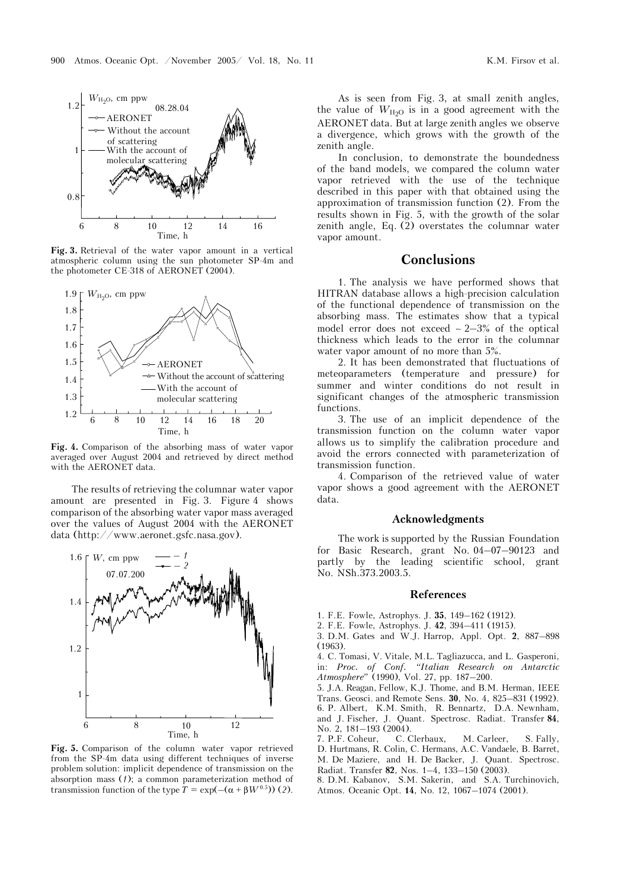**Fig. 3.** Retrieval of the water vapor amount in a vertical atmospheric column using the sun photometer SP-4m and the photometer CE-318 of AERONET (2004).

**Fig. 4.** Comparison of the absorbing mass of water vapor averaged over August 2004 and retrieved by direct method with the AERONET data.

The results of retrieving the columnar water vapor amount are presented in Fig. 3. Figure 4 shows comparison of the absorbing water vapor mass averaged over the values of August 2004 with the AERONET data (http://www.aeronet.gsfc.nasa.gov).

**Fig. 5.** Comparison of the column water vapor retrieved from the SP-4m data using different techniques of inverse problem solution: implicit dependence of transmission on the absorption mass (*1*); a common parameterization method of transmission function of the type $T = \exp(-(\alpha + \beta W^{0.5}))$ (*2*).

As is seen from Fig. 3, at small zenith angles, the value of $W_{H_2O}$ is in a good agreement with the AERONET data. But at large zenith angles we observe a divergence, which grows with the growth of the zenith angle.

In conclusion, to demonstrate the boundedness of the band models, we compared the column water vapor retrieved with the use of the technique described in this paper with that obtained using the approximation of transmission function (2). From the results shown in Fig. 5, with the growth of the solar zenith angle, Eq. (2) overstates the columnar water vapor amount.

## Conclusions

1. The analysis we have performed shows that HITRAN database allows a high-precision calculation of the functional dependence of transmission on the absorbing mass. The estimates show that a typical model error does not exceed ~ 2–3% of the optical thickness which leads to the error in the columnar water vapor amount of no more than 5%.

2. It has been demonstrated that fluctuations of meteoparameters (temperature and pressure) for summer and winter conditions do not result in significant changes of the atmospheric transmission functions.

3. The use of an implicit dependence of the transmission function on the column water vapor allows us to simplify the calibration procedure and avoid the errors connected with parameterization of transmission function.

4. Comparison of the retrieved value of water vapor shows a good agreement with the AERONET data.

### Acknowledgments

The work is supported by the Russian Foundation for Basic Research, grant No. 04–07–90123 and partly by the leading scientific school, grant No. NSh.373.2003.5.

### References

1. F.E. Fowle, Astrophys. J. **35**, 149–162 (1912).
2. F.E. Fowle, Astrophys. J. **42**, 394–411 (1915).
3. D.M. Gates and W.J. Harrop, Appl. Opt. **2**, 887–898 (1963).
4. C. Tomasi, V. Vitale, M.L. Tagliazucca, and L. Gasperoni, in: *Proc. of Conf. "Italian Research on Antarctic Atmosphere"* (1990), Vol. 27, pp. 187–200.
5. J.A. Reagan, Fellow, K.J. Thome, and B.M. Herman, IEEE Trans. Geosci. and Remote Sens. **30**, No. 4, 825–831 (1992).
6. P. Albert, K.M. Smith, R. Bennartz, D.A. Newnham, and J. Fischer, J. Quant. Spectrosc. Radiat. Transfer **84**, No. 2, 181–193 (2004).
7. P.F. Coheur, C. Clerbaux, M. Carleer, S. Fally, D. Hurtmans, R. Colin, C. Hermans, A.C. Vandaele, B. Barret, M. De Maziere, and H. De Backer, J. Quant. Spectrosc. Radiat. Transfer **82**, Nos. 1–4, 133–150 (2003).
8. D.M. Kabanov, S.M. Sakerin, and S.A. Turchinovich, Atmos. Oceanic Opt. **14**, No. 12, 1067–1074 (2001).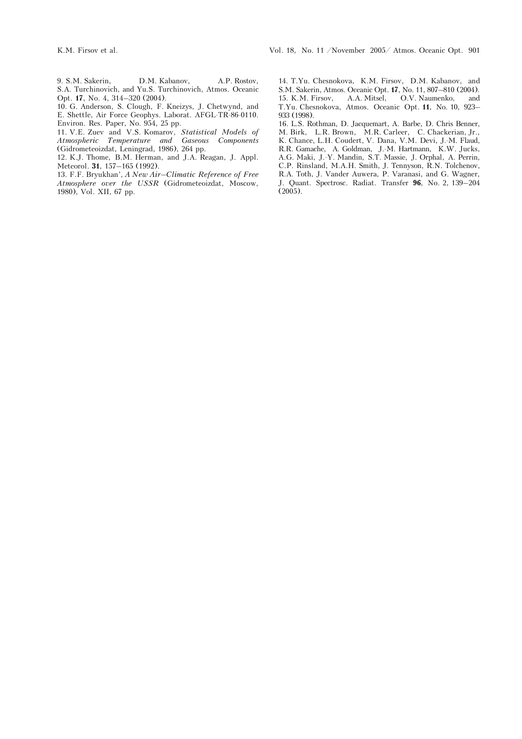9. S.M. Sakerin, D.M. Kabanov, A.P. Rostov, S.A. Turchinovich, and Yu.S. Turchinovich, Atmos. Oceanic Opt. **17**, No. 4, 314–320 (2004).

10. G. Anderson, S. Clough, F. Kneizys, J. Chetwynd, and E. Shettle, Air Force Geophys. Laborat. AFGL-TR-86-0110. Environ. Res. Paper, No. 954, 25 pp.

11. V.E. Zuev and V.S. Komarov, *Statistical Models of Atmospheric Temperature and Gaseous Components* (Gidrometeoizdat, Leningrad, 1986), 264 pp.

12. K.J. Thome, B.M. Herman, and J.A. Reagan, J. Appl. Meteorol. **31**, 157–165 (1992).

13. F.F. Bryukhan', *A New Air–Climatic Reference of Free Atmosphere over the USSR* (Gidrometeoizdat, Moscow, 1980), Vol. XII, 67 pp.

14. T.Yu. Chesnokova, K.M. Firsov, D.M. Kabanov, and S.M. Sakerin, Atmos. Oceanic Opt. **17**, No. 11, 807–810 (2004).

15. K.M. Firsov, A.A. Mitsel, O.V. Naumenko, and T.Yu. Chesnokova, Atmos. Oceanic Opt. **11**, No. 10, 923–933 (1998).

16. L.S. Rothman, D. Jacquemart, A. Barbe, D. Chris Benner, M. Birk, L.R. Brown, M.R. Carleer, C. Chackerian, Jr., K. Chance, L.H. Coudert, V. Dana, V.M. Devi, J.-M. Flaud, R.R. Gamache, A. Goldman, J.-M. Hartmann, K.W. Jucks, A.G. Maki, J.-Y. Mandin, S.T. Massie, J. Orphal, A. Perrin, C.P. Rinsland, M.A.H. Smith, J. Tennyson, R.N. Tolchenov, R.A. Toth, J. Vander Auwera, P. Varanasi, and G. Wagner, J. Quant. Spectrosc. Radiat. Transfer **96**, No. 2, 139–204 (2005).